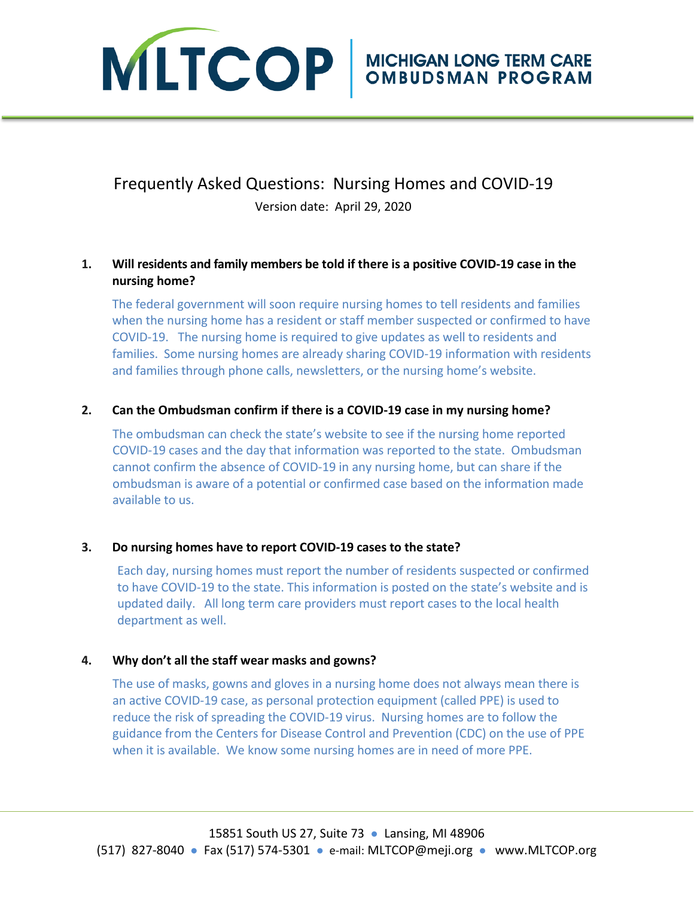# MLTCOP | MICHIGAN LONG TERM CARE OMBUDSMAN PROGRAM

## Frequently Asked Questions: Nursing Homes and COVID-19

Version date: April 29, 2020

1. **Will residents and family members be told if there is a positive COVID-19 case in the nursing home?**

   The federal government will soon require nursing homes to tell residents and families when the nursing home has a resident or staff member suspected or confirmed to have COVID-19. The nursing home is required to give updates as well to residents and families. Some nursing homes are already sharing COVID-19 information with residents and families through phone calls, newsletters, or the nursing home's website.

2. **Can the Ombudsman confirm if there is a COVID-19 case in my nursing home?**

   The ombudsman can check the state's website to see if the nursing home reported COVID-19 cases and the day that information was reported to the state. Ombudsman cannot confirm the absence of COVID-19 in any nursing home, but can share if the ombudsman is aware of a potential or confirmed case based on the information made available to us.

3. **Do nursing homes have to report COVID-19 cases to the state?**

   Each day, nursing homes must report the number of residents suspected or confirmed to have COVID-19 to the state. This information is posted on the state's website and is updated daily. All long term care providers must report cases to the local health department as well.

4. **Why don't all the staff wear masks and gowns?**

   The use of masks, gowns and gloves in a nursing home does not always mean there is an active COVID-19 case, as personal protection equipment (called PPE) is used to reduce the risk of spreading the COVID-19 virus. Nursing homes are to follow the guidance from the Centers for Disease Control and Prevention (CDC) on the use of PPE when it is available. We know some nursing homes are in need of more PPE.

15851 South US 27, Suite 73 • Lansing, MI 48906
(517) 827-8040 • Fax (517) 574-5301 • e-mail: MLTCOP@meji.org • www.MLTCOP.org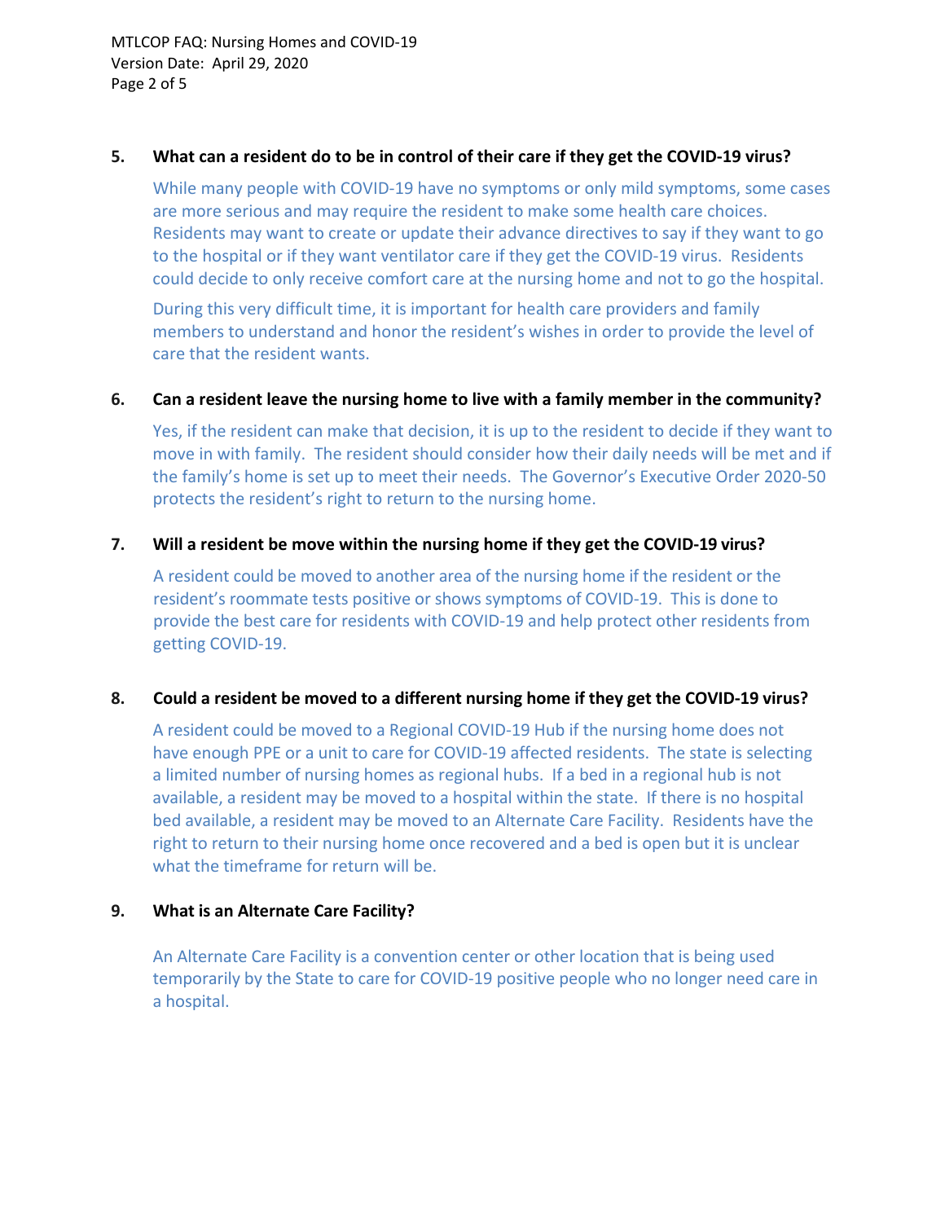## 5. What can a resident do to be in control of their care if they get the COVID-19 virus?

While many people with COVID-19 have no symptoms or only mild symptoms, some cases are more serious and may require the resident to make some health care choices. Residents may want to create or update their advance directives to say if they want to go to the hospital or if they want ventilator care if they get the COVID-19 virus. Residents could decide to only receive comfort care at the nursing home and not to go the hospital.

During this very difficult time, it is important for health care providers and family members to understand and honor the resident's wishes in order to provide the level of care that the resident wants.

## 6. Can a resident leave the nursing home to live with a family member in the community?

Yes, if the resident can make that decision, it is up to the resident to decide if they want to move in with family. The resident should consider how their daily needs will be met and if the family's home is set up to meet their needs. The Governor's Executive Order 2020-50 protects the resident's right to return to the nursing home.

## 7. Will a resident be move within the nursing home if they get the COVID-19 virus?

A resident could be moved to another area of the nursing home if the resident or the resident's roommate tests positive or shows symptoms of COVID-19. This is done to provide the best care for residents with COVID-19 and help protect other residents from getting COVID-19.

## 8. Could a resident be moved to a different nursing home if they get the COVID-19 virus?

A resident could be moved to a Regional COVID-19 Hub if the nursing home does not have enough PPE or a unit to care for COVID-19 affected residents. The state is selecting a limited number of nursing homes as regional hubs. If a bed in a regional hub is not available, a resident may be moved to a hospital within the state. If there is no hospital bed available, a resident may be moved to an Alternate Care Facility. Residents have the right to return to their nursing home once recovered and a bed is open but it is unclear what the timeframe for return will be.

## 9. What is an Alternate Care Facility?

An Alternate Care Facility is a convention center or other location that is being used temporarily by the State to care for COVID-19 positive people who no longer need care in a hospital.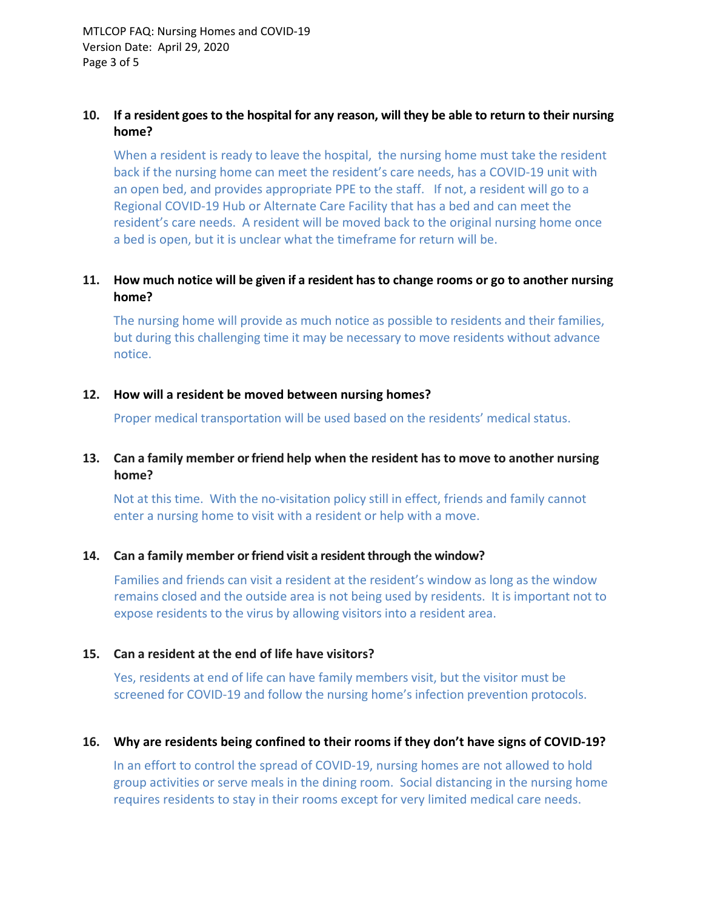**10. If a resident goes to the hospital for any reason, will they be able to return to their nursing home?**

When a resident is ready to leave the hospital, the nursing home must take the resident back if the nursing home can meet the resident's care needs, has a COVID-19 unit with an open bed, and provides appropriate PPE to the staff. If not, a resident will go to a Regional COVID-19 Hub or Alternate Care Facility that has a bed and can meet the resident's care needs. A resident will be moved back to the original nursing home once a bed is open, but it is unclear what the timeframe for return will be.

**11. How much notice will be given if a resident has to change rooms or go to another nursing home?**

The nursing home will provide as much notice as possible to residents and their families, but during this challenging time it may be necessary to move residents without advance notice.

**12. How will a resident be moved between nursing homes?**

Proper medical transportation will be used based on the residents' medical status.

**13. Can a family member or friend help when the resident has to move to another nursing home?**

Not at this time. With the no-visitation policy still in effect, friends and family cannot enter a nursing home to visit with a resident or help with a move.

**14. Can a family member or friend visit a resident through the window?**

Families and friends can visit a resident at the resident's window as long as the window remains closed and the outside area is not being used by residents. It is important not to expose residents to the virus by allowing visitors into a resident area.

**15. Can a resident at the end of life have visitors?**

Yes, residents at end of life can have family members visit, but the visitor must be screened for COVID-19 and follow the nursing home's infection prevention protocols.

**16. Why are residents being confined to their rooms if they don't have signs of COVID-19?**

In an effort to control the spread of COVID-19, nursing homes are not allowed to hold group activities or serve meals in the dining room. Social distancing in the nursing home requires residents to stay in their rooms except for very limited medical care needs.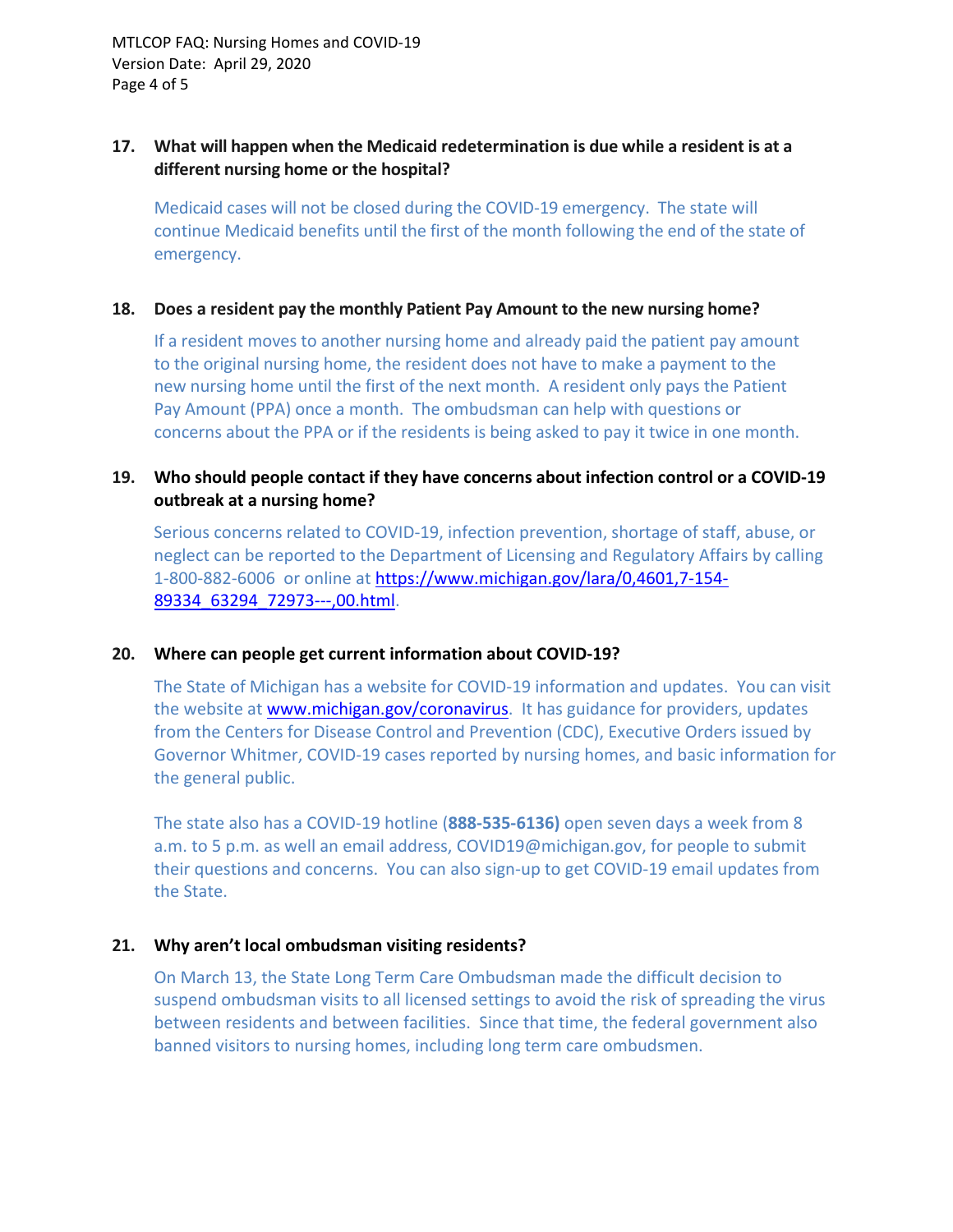**17. What will happen when the Medicaid redetermination is due while a resident is at a different nursing home or the hospital?**

Medicaid cases will not be closed during the COVID-19 emergency. The state will continue Medicaid benefits until the first of the month following the end of the state of emergency.

**18. Does a resident pay the monthly Patient Pay Amount to the new nursing home?**

If a resident moves to another nursing home and already paid the patient pay amount to the original nursing home, the resident does not have to make a payment to the new nursing home until the first of the next month. A resident only pays the Patient Pay Amount (PPA) once a month. The ombudsman can help with questions or concerns about the PPA or if the residents is being asked to pay it twice in one month.

**19. Who should people contact if they have concerns about infection control or a COVID-19 outbreak at a nursing home?**

Serious concerns related to COVID-19, infection prevention, shortage of staff, abuse, or neglect can be reported to the Department of Licensing and Regulatory Affairs by calling 1-800-882-6006 or online at [https://www.michigan.gov/lara/0,4601,7-154-89334_63294_72973---,00.html](https://www.michigan.gov/lara/0,4601,7-154-89334_63294_72973---,00.html).

**20. Where can people get current information about COVID-19?**

The State of Michigan has a website for COVID-19 information and updates. You can visit the website at [www.michigan.gov/coronavirus](www.michigan.gov/coronavirus). It has guidance for providers, updates from the Centers for Disease Control and Prevention (CDC), Executive Orders issued by Governor Whitmer, COVID-19 cases reported by nursing homes, and basic information for the general public.

The state also has a COVID-19 hotline (**888-535-6136)** open seven days a week from 8 a.m. to 5 p.m. as well an email address, COVID19@michigan.gov, for people to submit their questions and concerns. You can also sign-up to get COVID-19 email updates from the State.

**21. Why aren't local ombudsman visiting residents?**

On March 13, the State Long Term Care Ombudsman made the difficult decision to suspend ombudsman visits to all licensed settings to avoid the risk of spreading the virus between residents and between facilities. Since that time, the federal government also banned visitors to nursing homes, including long term care ombudsmen.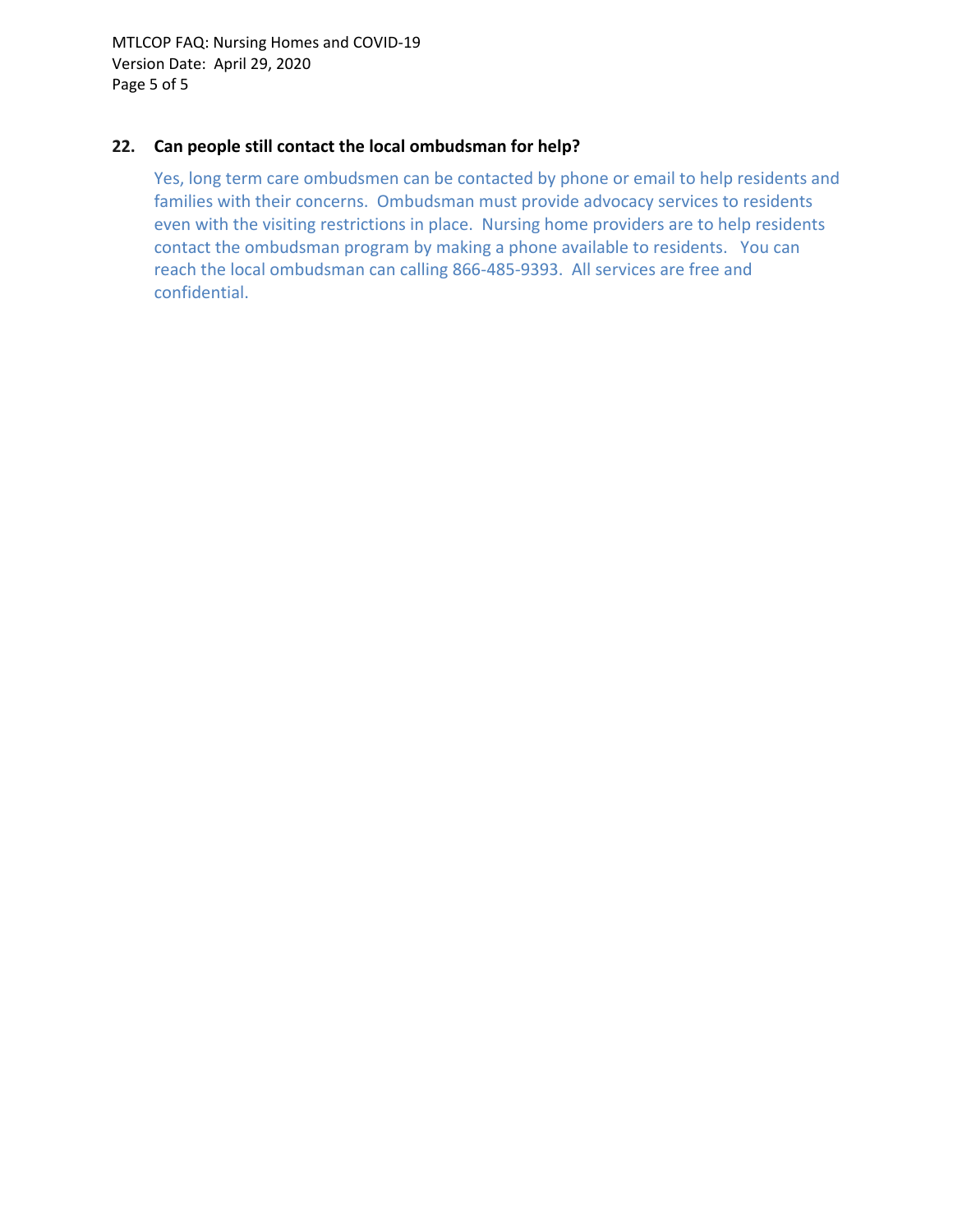**22. Can people still contact the local ombudsman for help?**

Yes, long term care ombudsmen can be contacted by phone or email to help residents and families with their concerns. Ombudsman must provide advocacy services to residents even with the visiting restrictions in place. Nursing home providers are to help residents contact the ombudsman program by making a phone available to residents. You can reach the local ombudsman can calling 866-485-9393. All services are free and confidential.